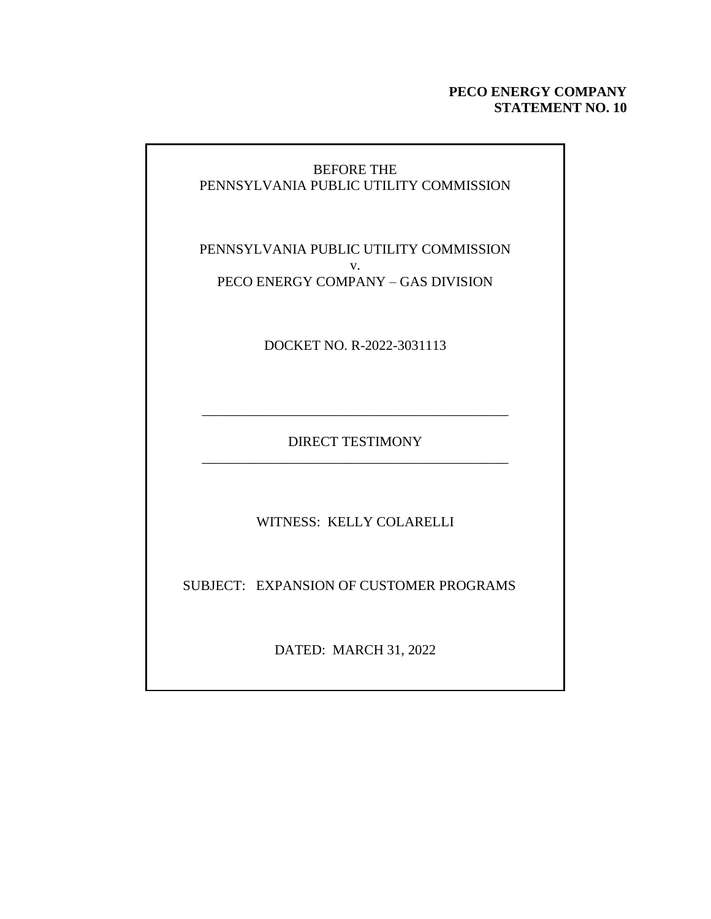**PECO ENERGY COMPANY**
**STATEMENT NO. 10**

BEFORE THE
PENNSYLVANIA PUBLIC UTILITY COMMISSION

PENNSYLVANIA PUBLIC UTILITY COMMISSION
v.
PECO ENERGY COMPANY – GAS DIVISION

DOCKET NO. R-2022-3031113

---

DIRECT TESTIMONY

---

WITNESS: KELLY COLARELLI

SUBJECT: EXPANSION OF CUSTOMER PROGRAMS

DATED: MARCH 31, 2022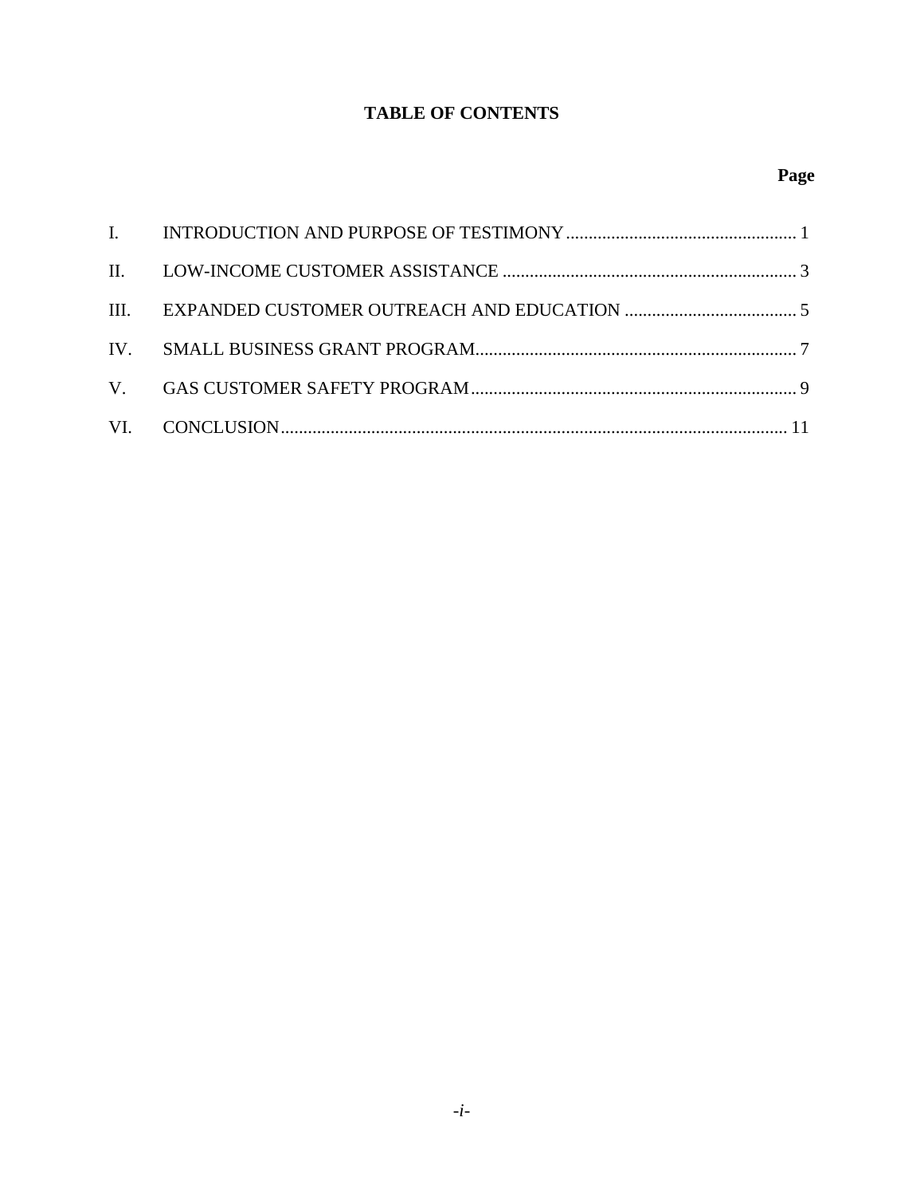# TABLE OF CONTENTS

| | | Page |
|---|---|---|
| I. | INTRODUCTION AND PURPOSE OF TESTIMONY | 1 |
| II. | LOW-INCOME CUSTOMER ASSISTANCE | 3 |
| III. | EXPANDED CUSTOMER OUTREACH AND EDUCATION | 5 |
| IV. | SMALL BUSINESS GRANT PROGRAM | 7 |
| V. | GAS CUSTOMER SAFETY PROGRAM | 9 |
| VI. | CONCLUSION | 11 |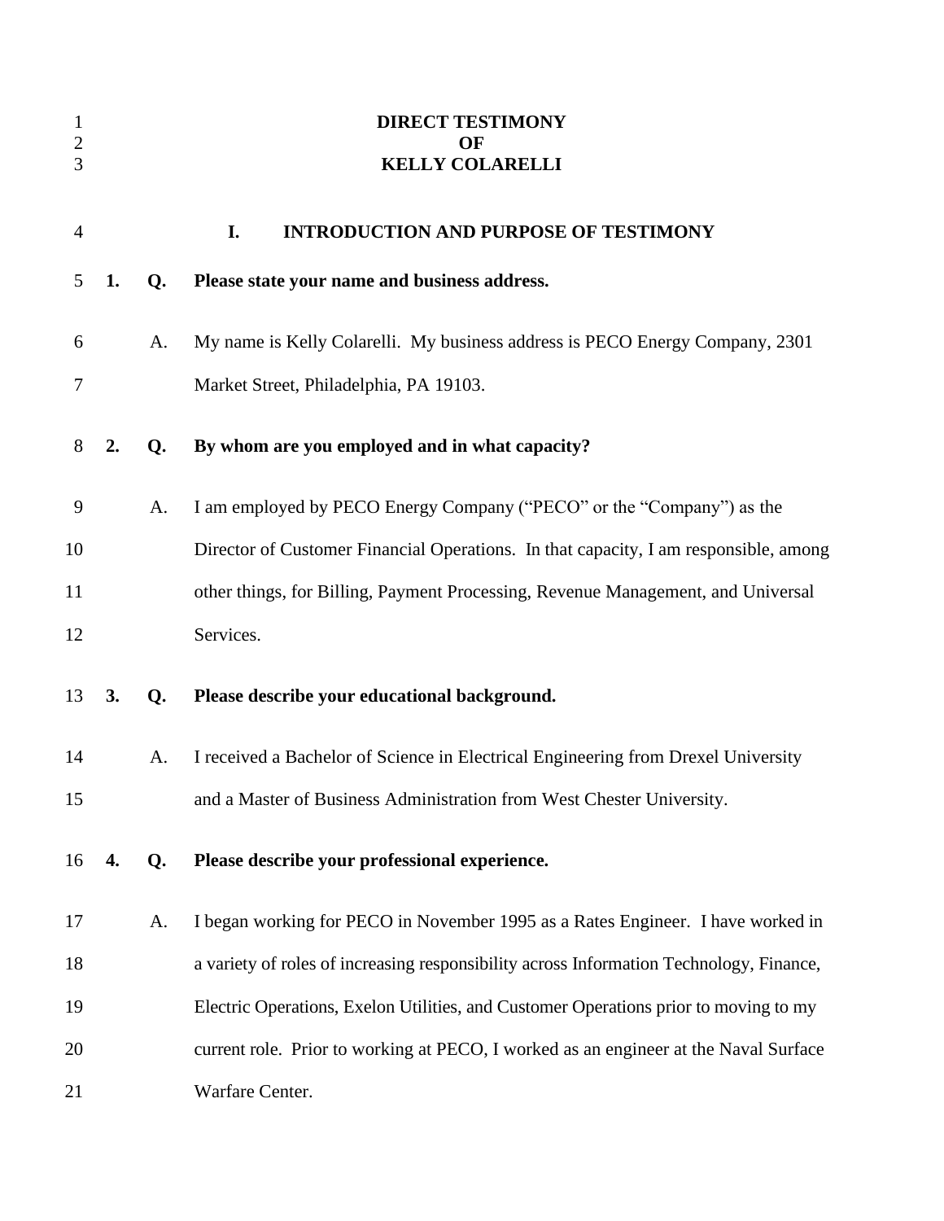# DIRECT TESTIMONY
# OF
# KELLY COLARELLI

## I. INTRODUCTION AND PURPOSE OF TESTIMONY

**1. Q. Please state your name and business address.**

A. My name is Kelly Colarelli. My business address is PECO Energy Company, 2301 Market Street, Philadelphia, PA 19103.

**2. Q. By whom are you employed and in what capacity?**

A. I am employed by PECO Energy Company ("PECO" or the "Company") as the Director of Customer Financial Operations. In that capacity, I am responsible, among other things, for Billing, Payment Processing, Revenue Management, and Universal Services.

**3. Q. Please describe your educational background.**

A. I received a Bachelor of Science in Electrical Engineering from Drexel University and a Master of Business Administration from West Chester University.

**4. Q. Please describe your professional experience.**

A. I began working for PECO in November 1995 as a Rates Engineer. I have worked in a variety of roles of increasing responsibility across Information Technology, Finance, Electric Operations, Exelon Utilities, and Customer Operations prior to moving to my current role. Prior to working at PECO, I worked as an engineer at the Naval Surface Warfare Center.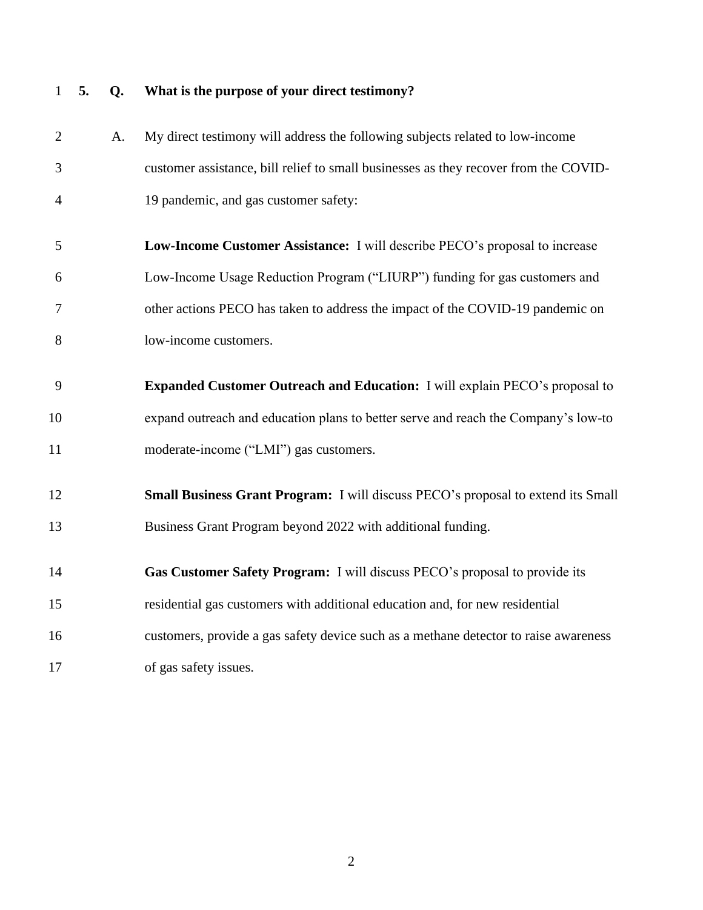**5. Q. What is the purpose of your direct testimony?**

A. My direct testimony will address the following subjects related to low-income customer assistance, bill relief to small businesses as they recover from the COVID-19 pandemic, and gas customer safety:

**Low-Income Customer Assistance:** I will describe PECO's proposal to increase Low-Income Usage Reduction Program ("LIURP") funding for gas customers and other actions PECO has taken to address the impact of the COVID-19 pandemic on low-income customers.

**Expanded Customer Outreach and Education:** I will explain PECO's proposal to expand outreach and education plans to better serve and reach the Company's low-to moderate-income ("LMI") gas customers.

**Small Business Grant Program:** I will discuss PECO's proposal to extend its Small Business Grant Program beyond 2022 with additional funding.

**Gas Customer Safety Program:** I will discuss PECO's proposal to provide its residential gas customers with additional education and, for new residential customers, provide a gas safety device such as a methane detector to raise awareness of gas safety issues.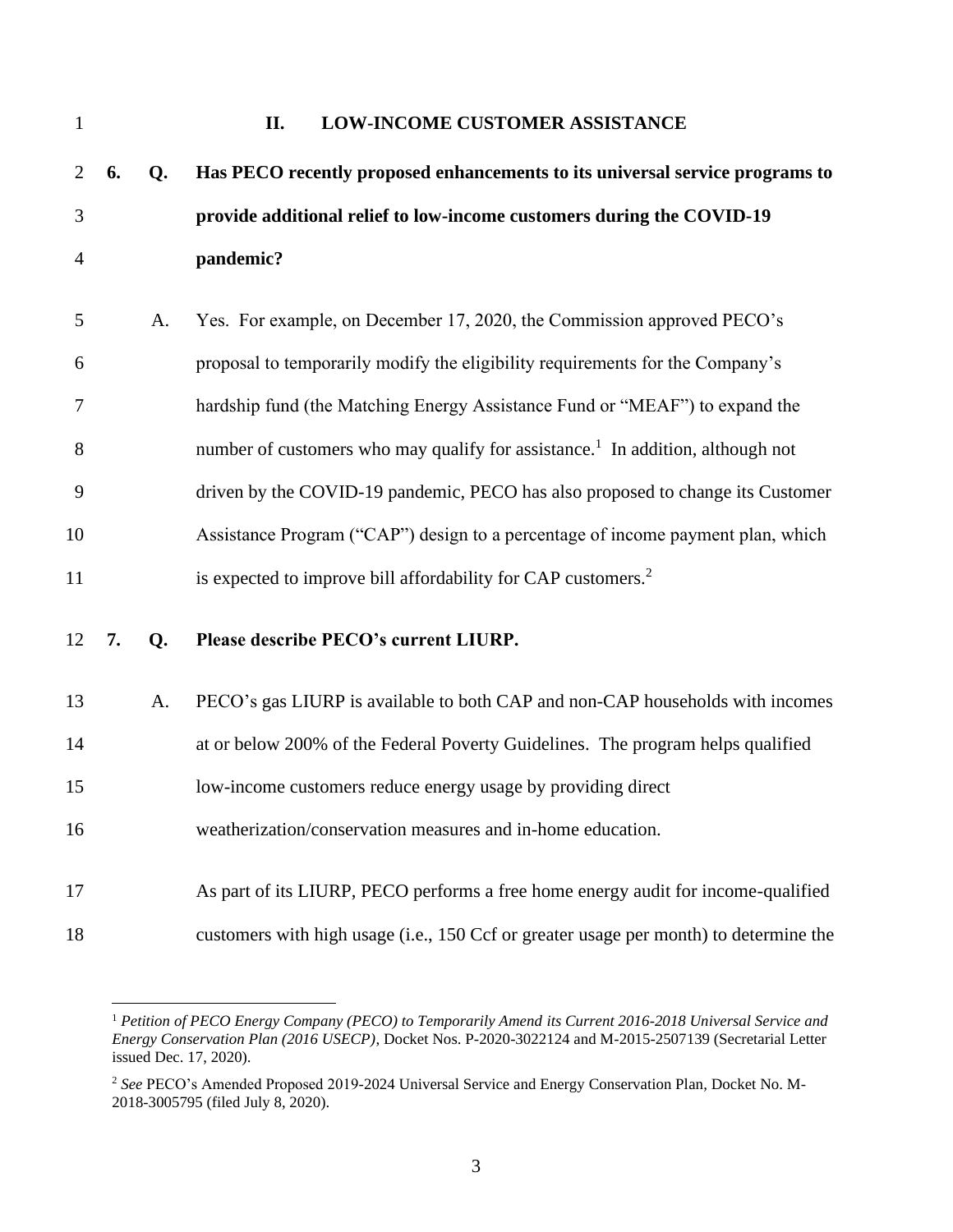## II. LOW-INCOME CUSTOMER ASSISTANCE

**6. Q. Has PECO recently proposed enhancements to its universal service programs to provide additional relief to low-income customers during the COVID-19 pandemic?**

A. Yes. For example, on December 17, 2020, the Commission approved PECO's proposal to temporarily modify the eligibility requirements for the Company's hardship fund (the Matching Energy Assistance Fund or "MEAF") to expand the number of customers who may qualify for assistance.[1] In addition, although not driven by the COVID-19 pandemic, PECO has also proposed to change its Customer Assistance Program ("CAP") design to a percentage of income payment plan, which is expected to improve bill affordability for CAP customers.[2]

**7. Q. Please describe PECO's current LIURP.**

A. PECO's gas LIURP is available to both CAP and non-CAP households with incomes at or below 200% of the Federal Poverty Guidelines. The program helps qualified low-income customers reduce energy usage by providing direct weatherization/conservation measures and in-home education.

As part of its LIURP, PECO performs a free home energy audit for income-qualified customers with high usage (i.e., 150 Ccf or greater usage per month) to determine the

---

[1] *Petition of PECO Energy Company (PECO) to Temporarily Amend its Current 2016-2018 Universal Service and Energy Conservation Plan (2016 USECP)*, Docket Nos. P-2020-3022124 and M-2015-2507139 (Secretarial Letter issued Dec. 17, 2020).

[2] *See* PECO's Amended Proposed 2019-2024 Universal Service and Energy Conservation Plan, Docket No. M-2018-3005795 (filed July 8, 2020).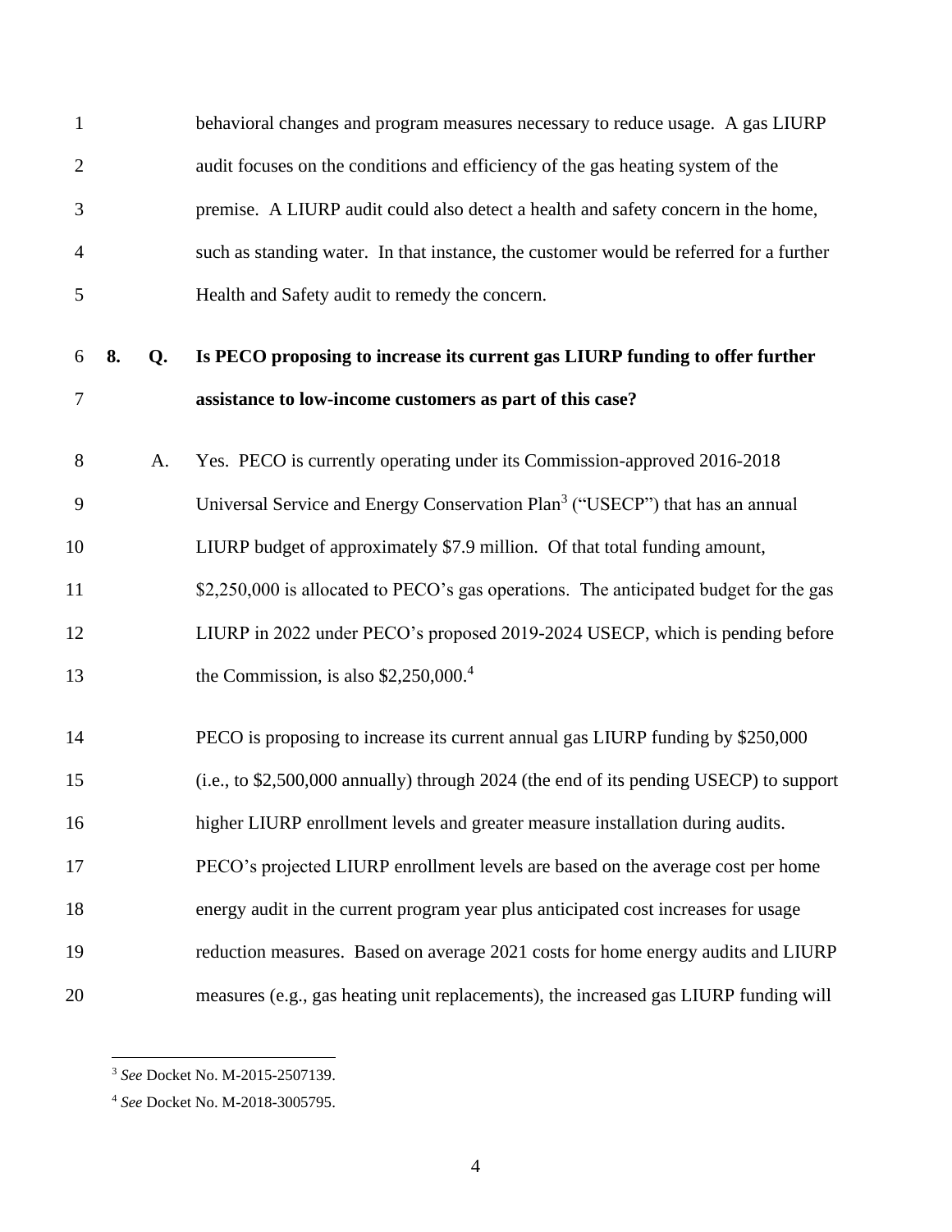behavioral changes and program measures necessary to reduce usage. A gas LIURP audit focuses on the conditions and efficiency of the gas heating system of the premise. A LIURP audit could also detect a health and safety concern in the home, such as standing water. In that instance, the customer would be referred for a further Health and Safety audit to remedy the concern.

**8. Q. Is PECO proposing to increase its current gas LIURP funding to offer further assistance to low-income customers as part of this case?**

A. Yes. PECO is currently operating under its Commission-approved 2016-2018 Universal Service and Energy Conservation Plan[3] ("USECP") that has an annual LIURP budget of approximately $7.9 million. Of that total funding amount, $2,250,000 is allocated to PECO's gas operations. The anticipated budget for the gas LIURP in 2022 under PECO's proposed 2019-2024 USECP, which is pending before the Commission, is also $2,250,000.[4]

PECO is proposing to increase its current annual gas LIURP funding by $250,000 (i.e., to $2,500,000 annually) through 2024 (the end of its pending USECP) to support higher LIURP enrollment levels and greater measure installation during audits. PECO's projected LIURP enrollment levels are based on the average cost per home energy audit in the current program year plus anticipated cost increases for usage reduction measures. Based on average 2021 costs for home energy audits and LIURP measures (e.g., gas heating unit replacements), the increased gas LIURP funding will

---

[3] *See* Docket No. M-2015-2507139.

[4] *See* Docket No. M-2018-3005795.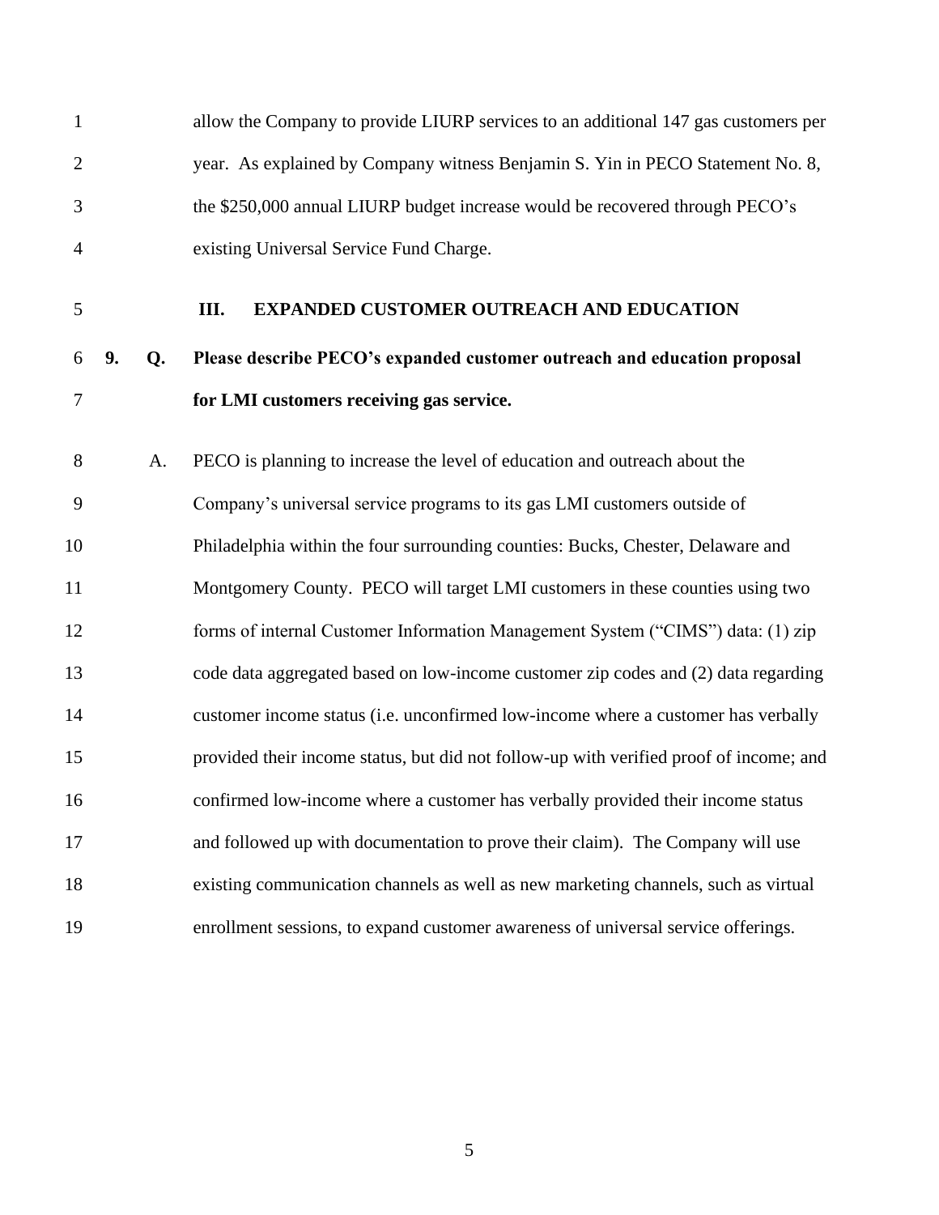allow the Company to provide LIURP services to an additional 147 gas customers per year. As explained by Company witness Benjamin S. Yin in PECO Statement No. 8, the $250,000 annual LIURP budget increase would be recovered through PECO's existing Universal Service Fund Charge.

## III. EXPANDED CUSTOMER OUTREACH AND EDUCATION

**9. Q. Please describe PECO's expanded customer outreach and education proposal for LMI customers receiving gas service.**

A. PECO is planning to increase the level of education and outreach about the Company's universal service programs to its gas LMI customers outside of Philadelphia within the four surrounding counties: Bucks, Chester, Delaware and Montgomery County. PECO will target LMI customers in these counties using two forms of internal Customer Information Management System ("CIMS") data: (1) zip code data aggregated based on low-income customer zip codes and (2) data regarding customer income status (i.e. unconfirmed low-income where a customer has verbally provided their income status, but did not follow-up with verified proof of income; and confirmed low-income where a customer has verbally provided their income status and followed up with documentation to prove their claim). The Company will use existing communication channels as well as new marketing channels, such as virtual enrollment sessions, to expand customer awareness of universal service offerings.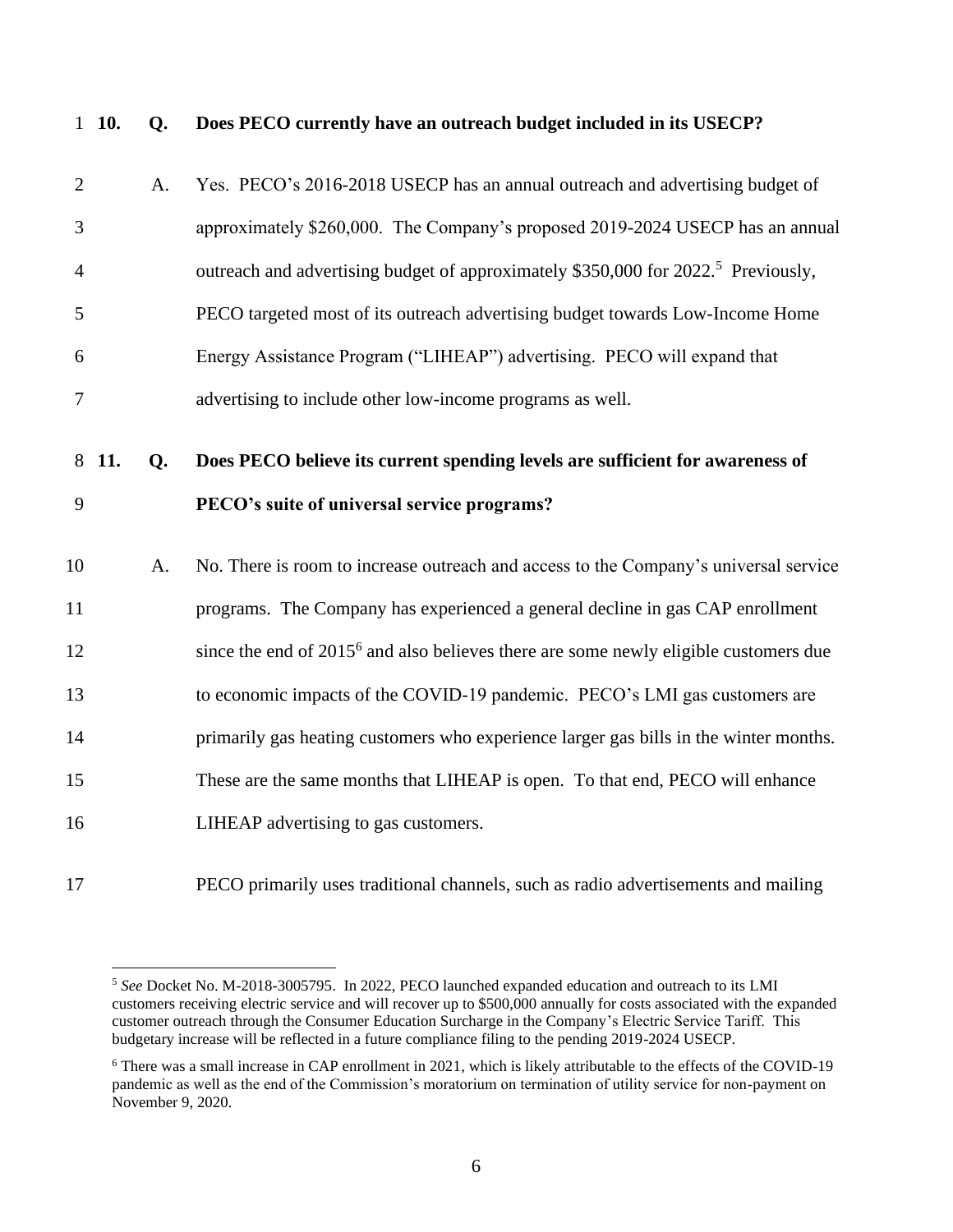**10. Q. Does PECO currently have an outreach budget included in its USECP?**

A. Yes. PECO's 2016-2018 USECP has an annual outreach and advertising budget of approximately $260,000. The Company's proposed 2019-2024 USECP has an annual outreach and advertising budget of approximately $350,000 for 2022.[5] Previously, PECO targeted most of its outreach advertising budget towards Low-Income Home Energy Assistance Program ("LIHEAP") advertising. PECO will expand that advertising to include other low-income programs as well.

**11. Q. Does PECO believe its current spending levels are sufficient for awareness of PECO's suite of universal service programs?**

A. No. There is room to increase outreach and access to the Company's universal service programs. The Company has experienced a general decline in gas CAP enrollment since the end of 2015[6] and also believes there are some newly eligible customers due to economic impacts of the COVID-19 pandemic. PECO's LMI gas customers are primarily gas heating customers who experience larger gas bills in the winter months. These are the same months that LIHEAP is open. To that end, PECO will enhance LIHEAP advertising to gas customers.

PECO primarily uses traditional channels, such as radio advertisements and mailing

---

[5] *See* Docket No. M-2018-3005795. In 2022, PECO launched expanded education and outreach to its LMI customers receiving electric service and will recover up to $500,000 annually for costs associated with the expanded customer outreach through the Consumer Education Surcharge in the Company's Electric Service Tariff. This budgetary increase will be reflected in a future compliance filing to the pending 2019-2024 USECP.

[6] There was a small increase in CAP enrollment in 2021, which is likely attributable to the effects of the COVID-19 pandemic as well as the end of the Commission's moratorium on termination of utility service for non-payment on November 9, 2020.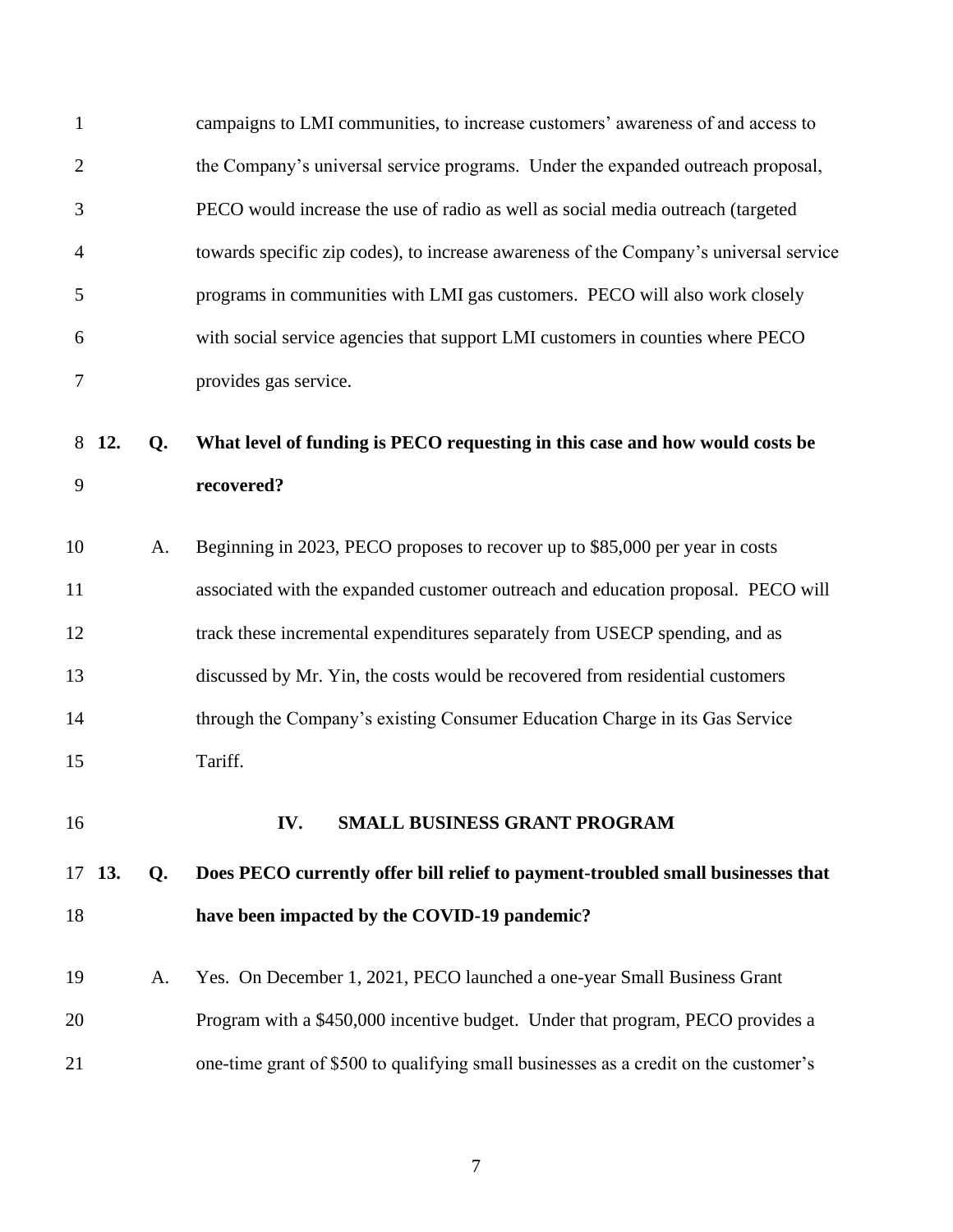campaigns to LMI communities, to increase customers' awareness of and access to the Company's universal service programs. Under the expanded outreach proposal, PECO would increase the use of radio as well as social media outreach (targeted towards specific zip codes), to increase awareness of the Company's universal service programs in communities with LMI gas customers. PECO will also work closely with social service agencies that support LMI customers in counties where PECO provides gas service.

**12. Q. What level of funding is PECO requesting in this case and how would costs be recovered?**

A. Beginning in 2023, PECO proposes to recover up to $85,000 per year in costs associated with the expanded customer outreach and education proposal. PECO will track these incremental expenditures separately from USECP spending, and as discussed by Mr. Yin, the costs would be recovered from residential customers through the Company's existing Consumer Education Charge in its Gas Service Tariff.

## IV. SMALL BUSINESS GRANT PROGRAM

**13. Q. Does PECO currently offer bill relief to payment-troubled small businesses that have been impacted by the COVID-19 pandemic?**

A. Yes. On December 1, 2021, PECO launched a one-year Small Business Grant Program with a $450,000 incentive budget. Under that program, PECO provides a one-time grant of $500 to qualifying small businesses as a credit on the customer's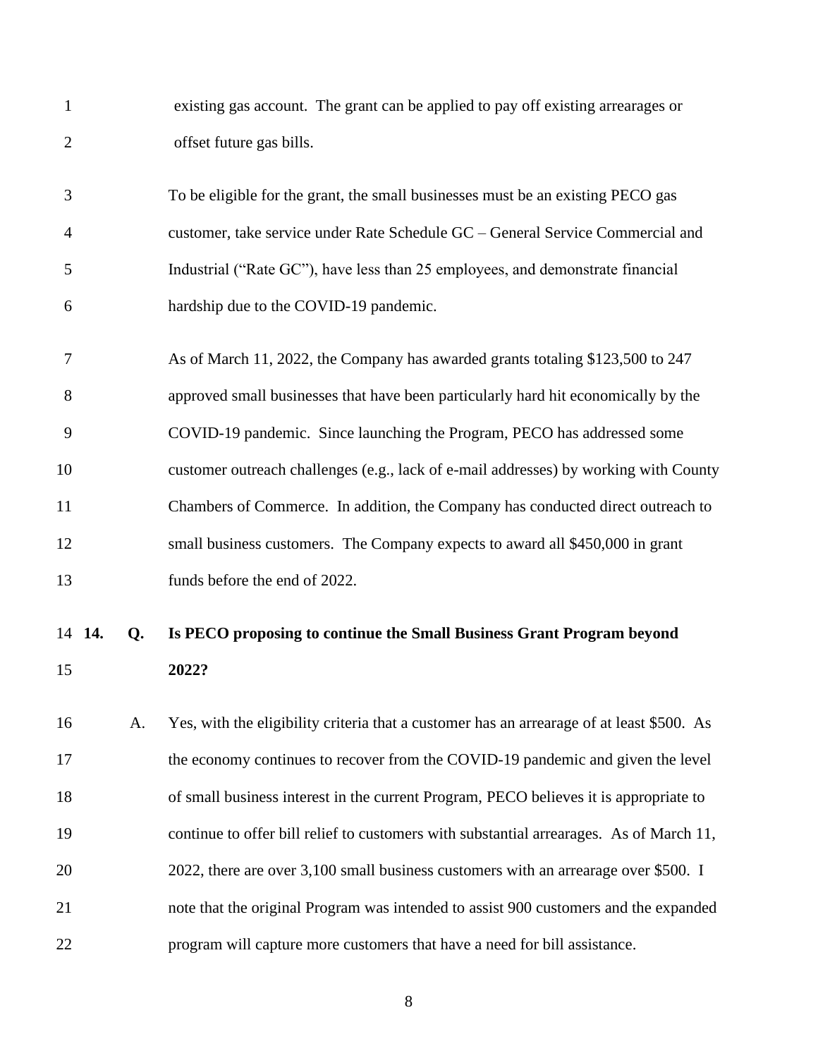existing gas account. The grant can be applied to pay off existing arrearages or offset future gas bills.

To be eligible for the grant, the small businesses must be an existing PECO gas customer, take service under Rate Schedule GC – General Service Commercial and Industrial ("Rate GC"), have less than 25 employees, and demonstrate financial hardship due to the COVID-19 pandemic.

As of March 11, 2022, the Company has awarded grants totaling $123,500 to 247 approved small businesses that have been particularly hard hit economically by the COVID-19 pandemic. Since launching the Program, PECO has addressed some customer outreach challenges (e.g., lack of e-mail addresses) by working with County Chambers of Commerce. In addition, the Company has conducted direct outreach to small business customers. The Company expects to award all $450,000 in grant funds before the end of 2022.

**14. Q. Is PECO proposing to continue the Small Business Grant Program beyond 2022?**

A. Yes, with the eligibility criteria that a customer has an arrearage of at least $500. As the economy continues to recover from the COVID-19 pandemic and given the level of small business interest in the current Program, PECO believes it is appropriate to continue to offer bill relief to customers with substantial arrearages. As of March 11, 2022, there are over 3,100 small business customers with an arrearage over $500. I note that the original Program was intended to assist 900 customers and the expanded program will capture more customers that have a need for bill assistance.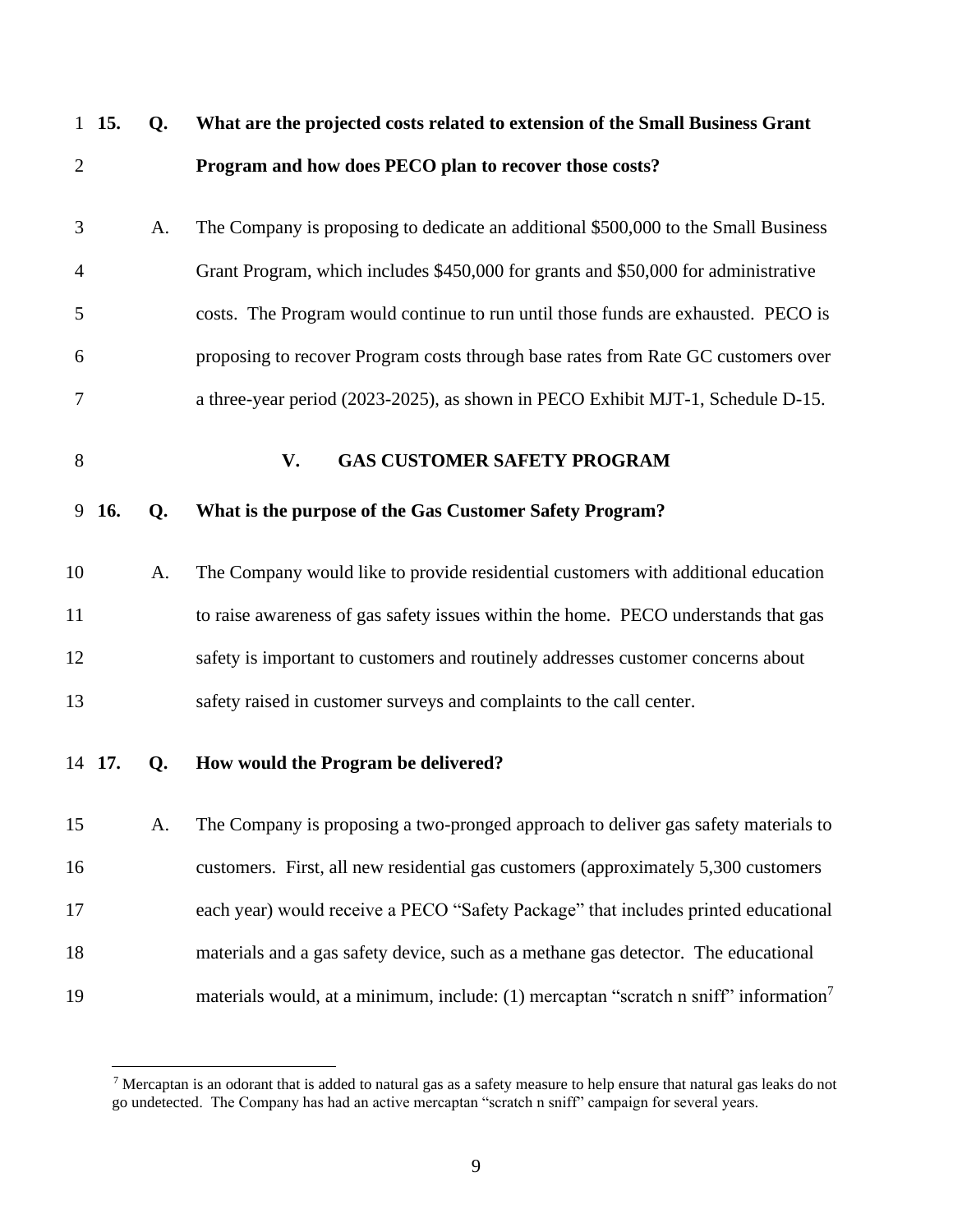**15. Q. What are the projected costs related to extension of the Small Business Grant Program and how does PECO plan to recover those costs?**

A. The Company is proposing to dedicate an additional $500,000 to the Small Business Grant Program, which includes $450,000 for grants and $50,000 for administrative costs. The Program would continue to run until those funds are exhausted. PECO is proposing to recover Program costs through base rates from Rate GC customers over a three-year period (2023-2025), as shown in PECO Exhibit MJT-1, Schedule D-15.

## V. GAS CUSTOMER SAFETY PROGRAM

**16. Q. What is the purpose of the Gas Customer Safety Program?**

A. The Company would like to provide residential customers with additional education to raise awareness of gas safety issues within the home. PECO understands that gas safety is important to customers and routinely addresses customer concerns about safety raised in customer surveys and complaints to the call center.

**17. Q. How would the Program be delivered?**

A. The Company is proposing a two-pronged approach to deliver gas safety materials to customers. First, all new residential gas customers (approximately 5,300 customers each year) would receive a PECO "Safety Package" that includes printed educational materials and a gas safety device, such as a methane gas detector. The educational materials would, at a minimum, include: (1) mercaptan "scratch n sniff" information[7]

---

[7] Mercaptan is an odorant that is added to natural gas as a safety measure to help ensure that natural gas leaks do not go undetected. The Company has had an active mercaptan "scratch n sniff" campaign for several years.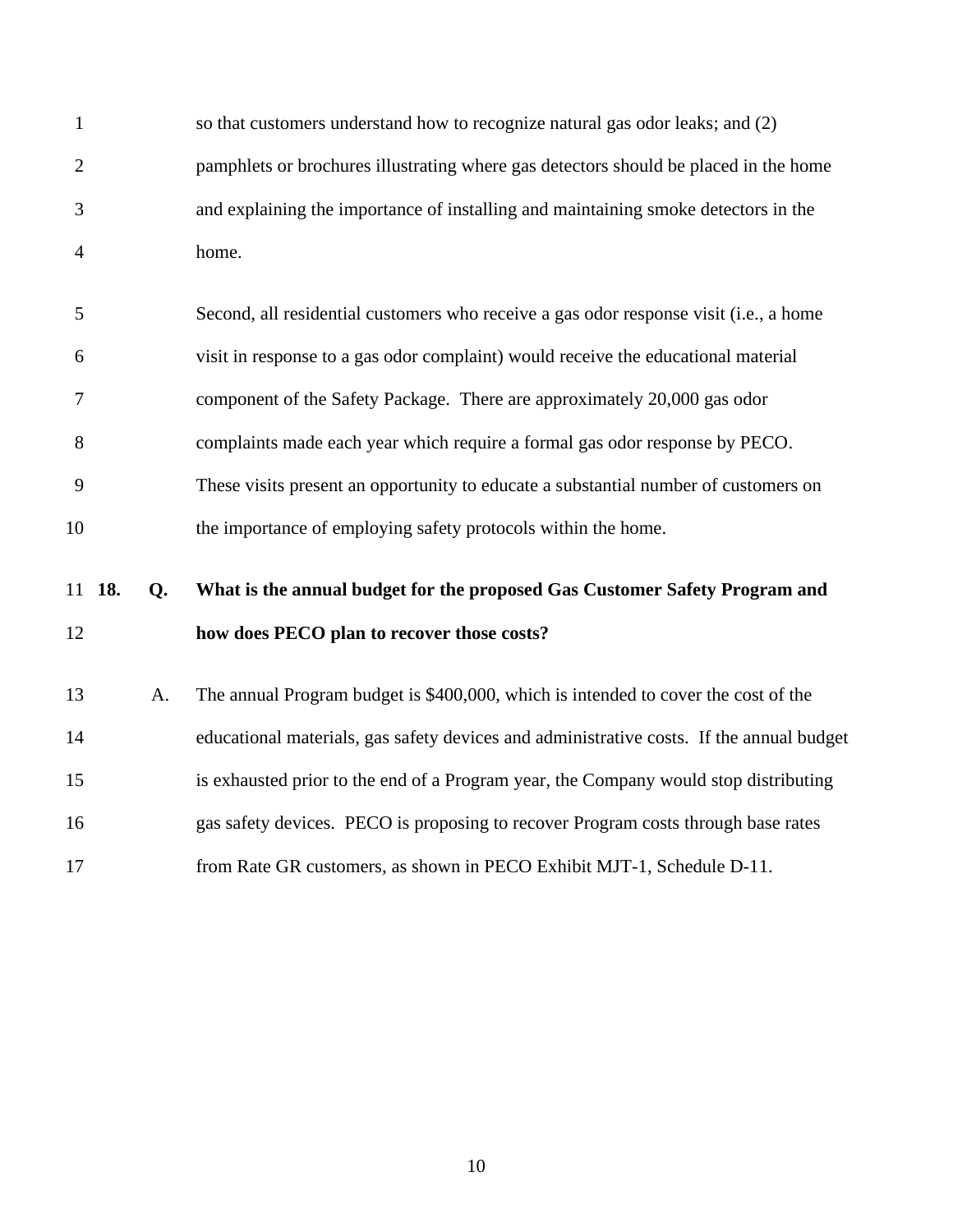so that customers understand how to recognize natural gas odor leaks; and (2) pamphlets or brochures illustrating where gas detectors should be placed in the home and explaining the importance of installing and maintaining smoke detectors in the home.

Second, all residential customers who receive a gas odor response visit (i.e., a home visit in response to a gas odor complaint) would receive the educational material component of the Safety Package. There are approximately 20,000 gas odor complaints made each year which require a formal gas odor response by PECO. These visits present an opportunity to educate a substantial number of customers on the importance of employing safety protocols within the home.

**18. Q. What is the annual budget for the proposed Gas Customer Safety Program and how does PECO plan to recover those costs?**

A. The annual Program budget is $400,000, which is intended to cover the cost of the educational materials, gas safety devices and administrative costs. If the annual budget is exhausted prior to the end of a Program year, the Company would stop distributing gas safety devices. PECO is proposing to recover Program costs through base rates from Rate GR customers, as shown in PECO Exhibit MJT-1, Schedule D-11.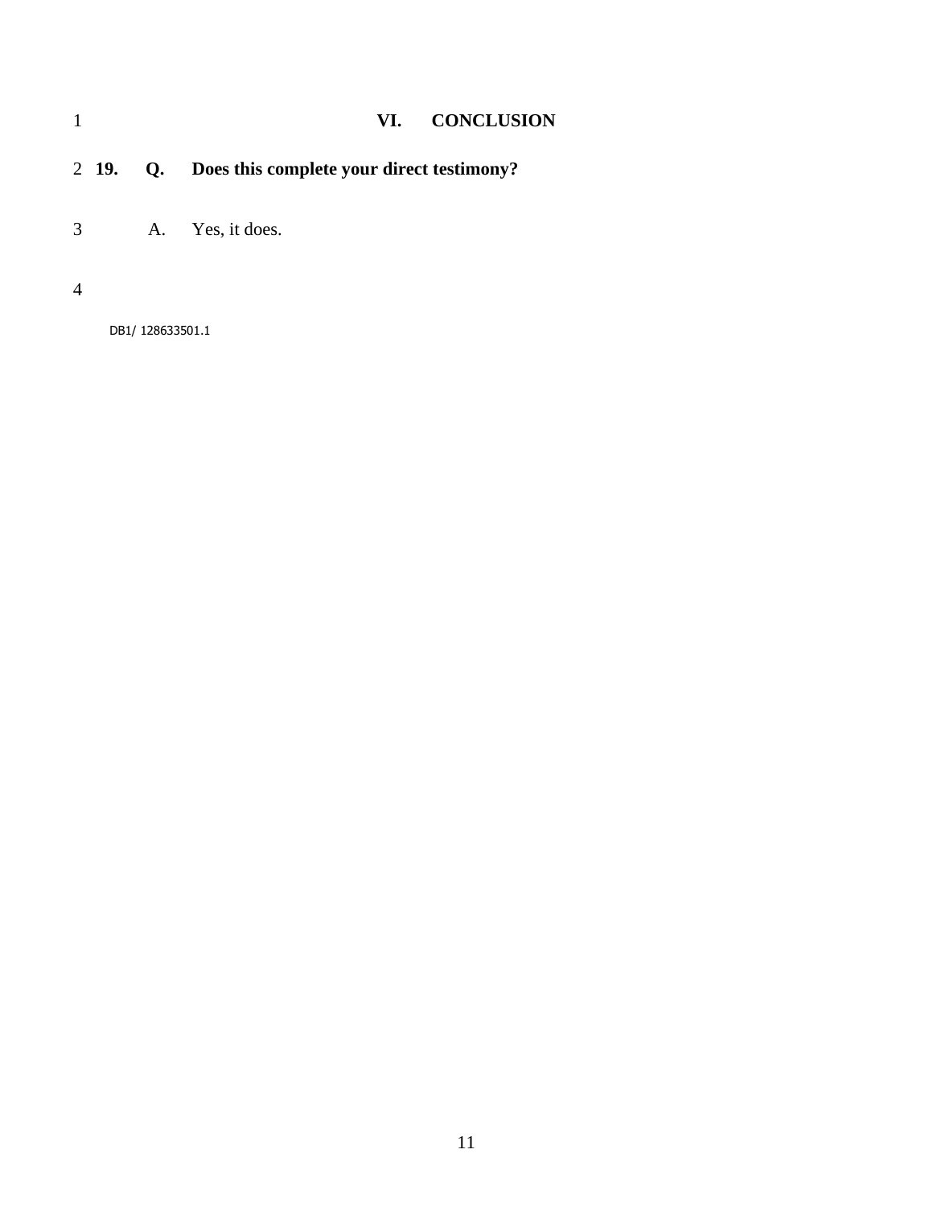## VI. CONCLUSION

**19. Q. Does this complete your direct testimony?**

A. Yes, it does.

DB1/ 128633501.1